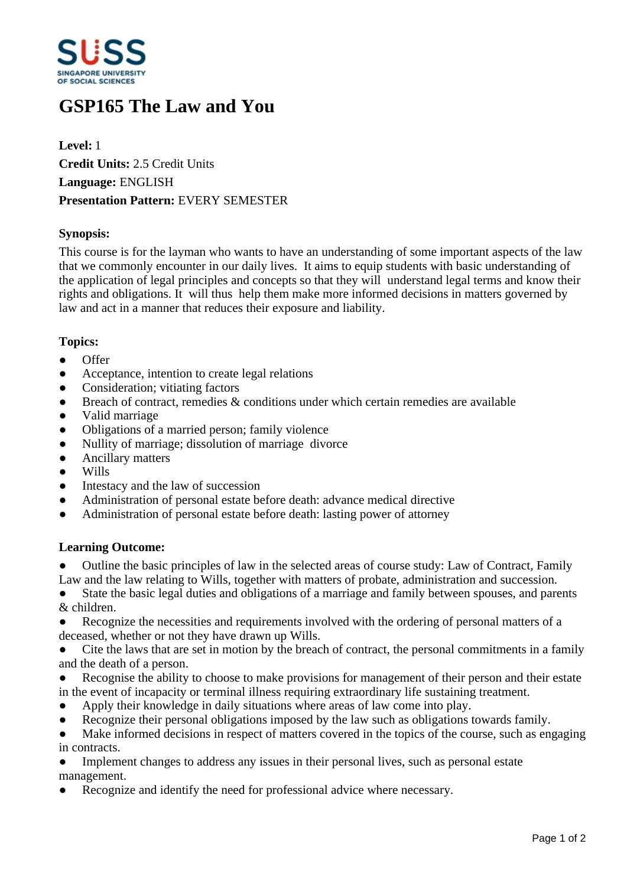# GSP165 The Law and You

**Level:** 1
**Credit Units:** 2.5 Credit Units
**Language:** ENGLISH
**Presentation Pattern:** EVERY SEMESTER

**Synopsis:**

This course is for the layman who wants to have an understanding of some important aspects of the law that we commonly encounter in our daily lives. It aims to equip students with basic understanding of the application of legal principles and concepts so that they will understand legal terms and know their rights and obligations. It will thus help them make more informed decisions in matters governed by law and act in a manner that reduces their exposure and liability.

**Topics:**

- Offer
- Acceptance, intention to create legal relations
- Consideration; vitiating factors
- Breach of contract, remedies & conditions under which certain remedies are available
- Valid marriage
- Obligations of a married person; family violence
- Nullity of marriage; dissolution of marriage divorce
- Ancillary matters
- Wills
- Intestacy and the law of succession
- Administration of personal estate before death: advance medical directive
- Administration of personal estate before death: lasting power of attorney

**Learning Outcome:**

- Outline the basic principles of law in the selected areas of course study: Law of Contract, Family Law and the law relating to Wills, together with matters of probate, administration and succession.
- State the basic legal duties and obligations of a marriage and family between spouses, and parents & children.
- Recognize the necessities and requirements involved with the ordering of personal matters of a deceased, whether or not they have drawn up Wills.
- Cite the laws that are set in motion by the breach of contract, the personal commitments in a family and the death of a person.
- Recognise the ability to choose to make provisions for management of their person and their estate in the event of incapacity or terminal illness requiring extraordinary life sustaining treatment.
- Apply their knowledge in daily situations where areas of law come into play.
- Recognize their personal obligations imposed by the law such as obligations towards family.
- Make informed decisions in respect of matters covered in the topics of the course, such as engaging in contracts.
- Implement changes to address any issues in their personal lives, such as personal estate management.
- Recognize and identify the need for professional advice where necessary.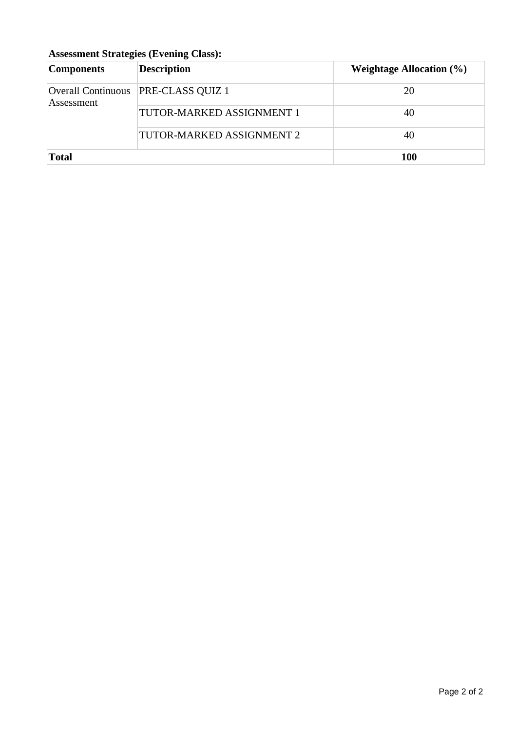**Assessment Strategies (Evening Class):**

| Components | Description | Weightage Allocation (%) |
|---|---|---|
| Overall Continuous Assessment | PRE-CLASS QUIZ 1 | 20 |
| | TUTOR-MARKED ASSIGNMENT 1 | 40 |
| | TUTOR-MARKED ASSIGNMENT 2 | 40 |
| **Total** | | **100** |